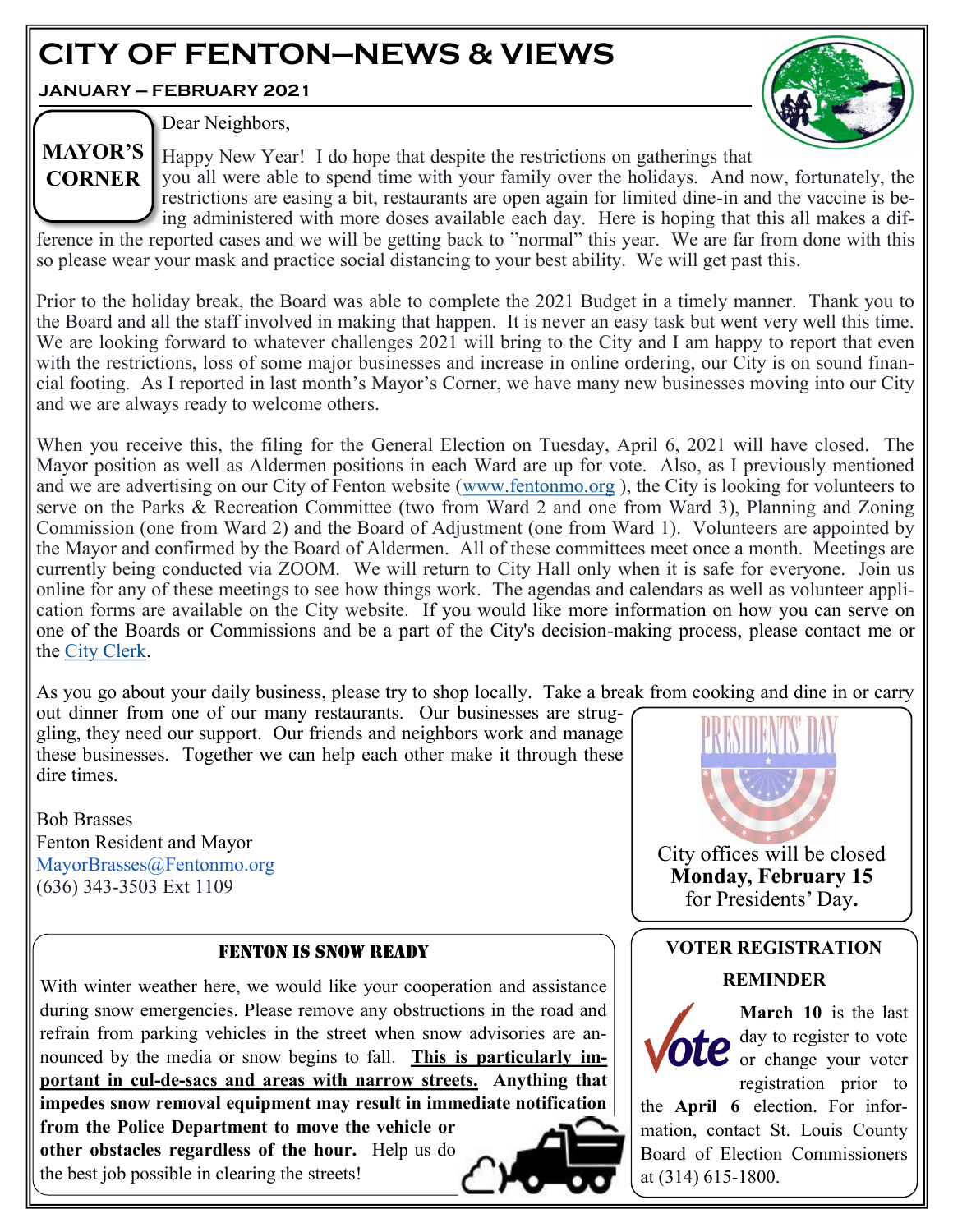# CITY OF FENTON—NEWS & VIEWS

**JANUARY – FEBRUARY 2021**

## MAYOR'S CORNER

Dear Neighbors,

Happy New Year! I do hope that despite the restrictions on gatherings that you all were able to spend time with your family over the holidays. And now, fortunately, the restrictions are easing a bit, restaurants are open again for limited dine-in and the vaccine is being administered with more doses available each day. Here is hoping that this all makes a difference in the reported cases and we will be getting back to "normal" this year. We are far from done with this so please wear your mask and practice social distancing to your best ability. We will get past this.

Prior to the holiday break, the Board was able to complete the 2021 Budget in a timely manner. Thank you to the Board and all the staff involved in making that happen. It is never an easy task but went very well this time. We are looking forward to whatever challenges 2021 will bring to the City and I am happy to report that even with the restrictions, loss of some major businesses and increase in online ordering, our City is on sound financial footing. As I reported in last month's Mayor's Corner, we have many new businesses moving into our City and we are always ready to welcome others.

When you receive this, the filing for the General Election on Tuesday, April 6, 2021 will have closed. The Mayor position as well as Aldermen positions in each Ward are up for vote. Also, as I previously mentioned and we are advertising on our City of Fenton website (www.fentonmo.org ), the City is looking for volunteers to serve on the Parks & Recreation Committee (two from Ward 2 and one from Ward 3), Planning and Zoning Commission (one from Ward 2) and the Board of Adjustment (one from Ward 1). Volunteers are appointed by the Mayor and confirmed by the Board of Aldermen. All of these committees meet once a month. Meetings are currently being conducted via ZOOM. We will return to City Hall only when it is safe for everyone. Join us online for any of these meetings to see how things work. The agendas and calendars as well as volunteer application forms are available on the City website. If you would like more information on how you can serve on one of the Boards or Commissions and be a part of the City's decision-making process, please contact me or the City Clerk.

As you go about your daily business, please try to shop locally. Take a break from cooking and dine in or carry out dinner from one of our many restaurants. Our businesses are struggling, they need our support. Our friends and neighbors work and manage these businesses. Together we can help each other make it through these dire times.

Bob Brasses
Fenton Resident and Mayor
MayorBrasses@Fentonmo.org
(636) 343-3503 Ext 1109

---

PRESIDENTS' DAY

City offices will be closed **Monday, February 15** for Presidents' Day**.**

---

## FENTON IS SNOW READY

With winter weather here, we would like your cooperation and assistance during snow emergencies. Please remove any obstructions in the road and refrain from parking vehicles in the street when snow advisories are announced by the media or snow begins to fall. **This is particularly important in cul-de-sacs and areas with narrow streets.** **Anything that impedes snow removal equipment may result in immediate notification from the Police Department to move the vehicle or other obstacles regardless of the hour.** Help us do the best job possible in clearing the streets!

---

## VOTER REGISTRATION REMINDER

**March 10** is the last day to register to vote or change your voter registration prior to the **April 6** election. For information, contact St. Louis County Board of Election Commissioners at (314) 615-1800.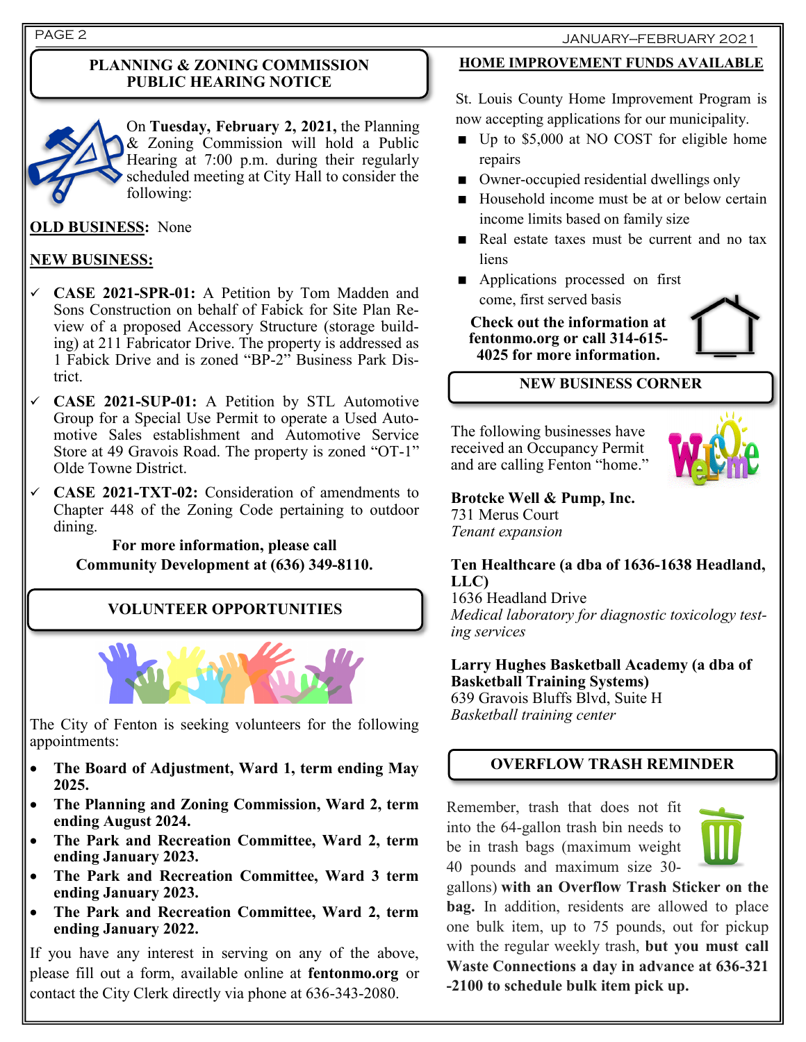## PLANNING & ZONING COMMISSION PUBLIC HEARING NOTICE

On **Tuesday, February 2, 2021,** the Planning & Zoning Commission will hold a Public Hearing at 7:00 p.m. during their regularly scheduled meeting at City Hall to consider the following:

**OLD BUSINESS:** None

**NEW BUSINESS:**

- ✓ **CASE 2021-SPR-01:** A Petition by Tom Madden and Sons Construction on behalf of Fabick for Site Plan Review of a proposed Accessory Structure (storage building) at 211 Fabricator Drive. The property is addressed as 1 Fabick Drive and is zoned "BP-2" Business Park District.
- ✓ **CASE 2021-SUP-01:** A Petition by STL Automotive Group for a Special Use Permit to operate a Used Automotive Sales establishment and Automotive Service Store at 49 Gravois Road. The property is zoned "OT-1" Olde Towne District.
- ✓ **CASE 2021-TXT-02:** Consideration of amendments to Chapter 448 of the Zoning Code pertaining to outdoor dining.

**For more information, please call Community Development at (636) 349-8110.**

## VOLUNTEER OPPORTUNITIES

The City of Fenton is seeking volunteers for the following appointments:

- **The Board of Adjustment, Ward 1, term ending May 2025.**
- **The Planning and Zoning Commission, Ward 2, term ending August 2024.**
- **The Park and Recreation Committee, Ward 2, term ending January 2023.**
- **The Park and Recreation Committee, Ward 3 term ending January 2023.**
- **The Park and Recreation Committee, Ward 2, term ending January 2022.**

If you have any interest in serving on any of the above, please fill out a form, available online at **fentonmo.org** or contact the City Clerk directly via phone at 636-343-2080.

## HOME IMPROVEMENT FUNDS AVAILABLE

St. Louis County Home Improvement Program is now accepting applications for our municipality.

- Up to $5,000 at NO COST for eligible home repairs
- Owner-occupied residential dwellings only
- Household income must be at or below certain income limits based on family size
- Real estate taxes must be current and no tax liens
- Applications processed on first come, first served basis

**Check out the information at fentonmo.org or call 314-615-4025 for more information.**

## NEW BUSINESS CORNER

The following businesses have received an Occupancy Permit and are calling Fenton "home."

**Brotcke Well & Pump, Inc.**
731 Merus Court
*Tenant expansion*

**Ten Healthcare (a dba of 1636-1638 Headland, LLC)**
1636 Headland Drive
*Medical laboratory for diagnostic toxicology testing services*

**Larry Hughes Basketball Academy (a dba of Basketball Training Systems)**
639 Gravois Bluffs Blvd, Suite H
*Basketball training center*

## OVERFLOW TRASH REMINDER

Remember, trash that does not fit into the 64-gallon trash bin needs to be in trash bags (maximum weight 40 pounds and maximum size 30-gallons) **with an Overflow Trash Sticker on the bag.** In addition, residents are allowed to place one bulk item, up to 75 pounds, out for pickup with the regular weekly trash, **but you must call Waste Connections a day in advance at 636-321-2100 to schedule bulk item pick up.**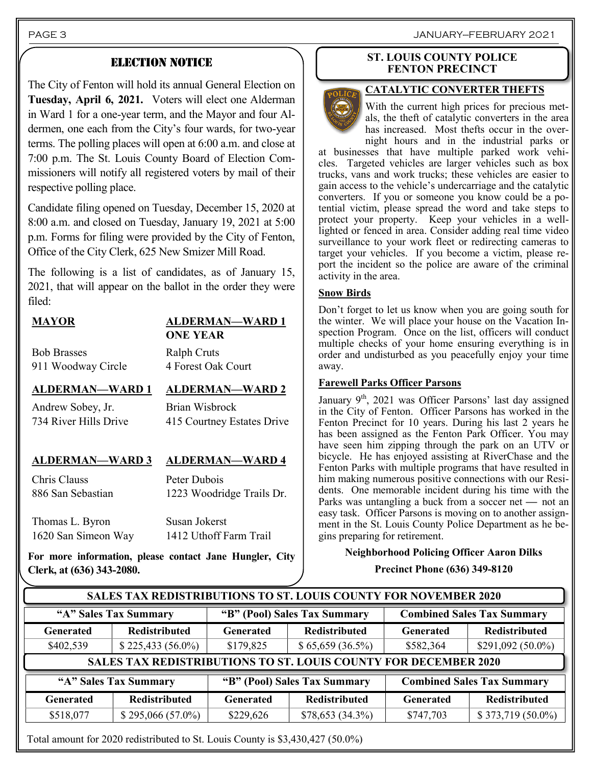## ELECTION NOTICE

The City of Fenton will hold its annual General Election on **Tuesday, April 6, 2021.** Voters will elect one Alderman in Ward 1 for a one-year term, and the Mayor and four Aldermen, one each from the City's four wards, for two-year terms. The polling places will open at 6:00 a.m. and close at 7:00 p.m. The St. Louis County Board of Election Commissioners will notify all registered voters by mail of their respective polling place.

Candidate filing opened on Tuesday, December 15, 2020 at 8:00 a.m. and closed on Tuesday, January 19, 2021 at 5:00 p.m. Forms for filing were provided by the City of Fenton, Office of the City Clerk, 625 New Smizer Mill Road.

The following is a list of candidates, as of January 15, 2021, that will appear on the ballot in the order they were filed:

**MAYOR**

Bob Brasses
911 Woodway Circle

**ALDERMAN—WARD 1 ONE YEAR**

Ralph Cruts
4 Forest Oak Court

**ALDERMAN—WARD 1**

Andrew Sobey, Jr.
734 River Hills Drive

**ALDERMAN—WARD 2**

Brian Wisbrock
415 Courtney Estates Drive

**ALDERMAN—WARD 3**

Chris Clauss
886 San Sebastian

Thomas L. Byron
1620 San Simeon Way

**ALDERMAN—WARD 4**

Peter Dubois
1223 Woodridge Trails Dr.

Susan Jokerst
1412 Uthoff Farm Trail

**For more information, please contact Jane Hungler, City Clerk, at (636) 343-2080.**

## ST. LOUIS COUNTY POLICE FENTON PRECINCT

### CATALYTIC CONVERTER THEFTS

With the current high prices for precious metals, the theft of catalytic converters in the area has increased. Most thefts occur in the overnight hours and in the industrial parks or at businesses that have multiple parked work vehicles. Targeted vehicles are larger vehicles such as box trucks, vans and work trucks; these vehicles are easier to gain access to the vehicle's undercarriage and the catalytic converters. If you or someone you know could be a potential victim, please spread the word and take steps to protect your property. Keep your vehicles in a well-lighted or fenced in area. Consider adding real time video surveillance to your work fleet or redirecting cameras to target your vehicles. If you become a victim, please report the incident so the police are aware of the criminal activity in the area.

### Snow Birds

Don't forget to let us know when you are going south for the winter. We will place your house on the Vacation Inspection Program. Once on the list, officers will conduct multiple checks of your home ensuring everything is in order and undisturbed as you peacefully enjoy your time away.

### Farewell Parks Officer Parsons

January 9th, 2021 was Officer Parsons' last day assigned in the City of Fenton. Officer Parsons has worked in the Fenton Precinct for 10 years. During his last 2 years he has been assigned as the Fenton Park Officer. You may have seen him zipping through the park on an UTV or bicycle. He has enjoyed assisting at RiverChase and the Fenton Parks with multiple programs that have resulted in him making numerous positive connections with our Residents. One memorable incident during his time with the Parks was untangling a buck from a soccer net — not an easy task. Officer Parsons is moving on to another assignment in the St. Louis County Police Department as he begins preparing for retirement.

**Neighborhood Policing Officer Aaron Dilks**

**Precinct Phone (636) 349-8120**

## SALES TAX REDISTRIBUTIONS TO ST. LOUIS COUNTY FOR NOVEMBER 2020

| "A" Sales Tax Summary | | "B" (Pool) Sales Tax Summary | | Combined Sales Tax Summary | |
|---|---|---|---|---|---|
| **Generated** | **Redistributed** | **Generated** | **Redistributed** | **Generated** | **Redistributed** |
| $402,539 | $ 225,433 (56.0%) | $179,825 | $ 65,659 (36.5%) | $582,364 | $291,092 (50.0%) |

## SALES TAX REDISTRIBUTIONS TO ST. LOUIS COUNTY FOR DECEMBER 2020

| "A" Sales Tax Summary | | "B" (Pool) Sales Tax Summary | | Combined Sales Tax Summary | |
|---|---|---|---|---|---|
| **Generated** | **Redistributed** | **Generated** | **Redistributed** | **Generated** | **Redistributed** |
| $518,077 | $ 295,066 (57.0%) | $229,626 | $78,653 (34.3%) | $747,703 | $ 373,719 (50.0%) |

Total amount for 2020 redistributed to St. Louis County is $3,430,427 (50.0%)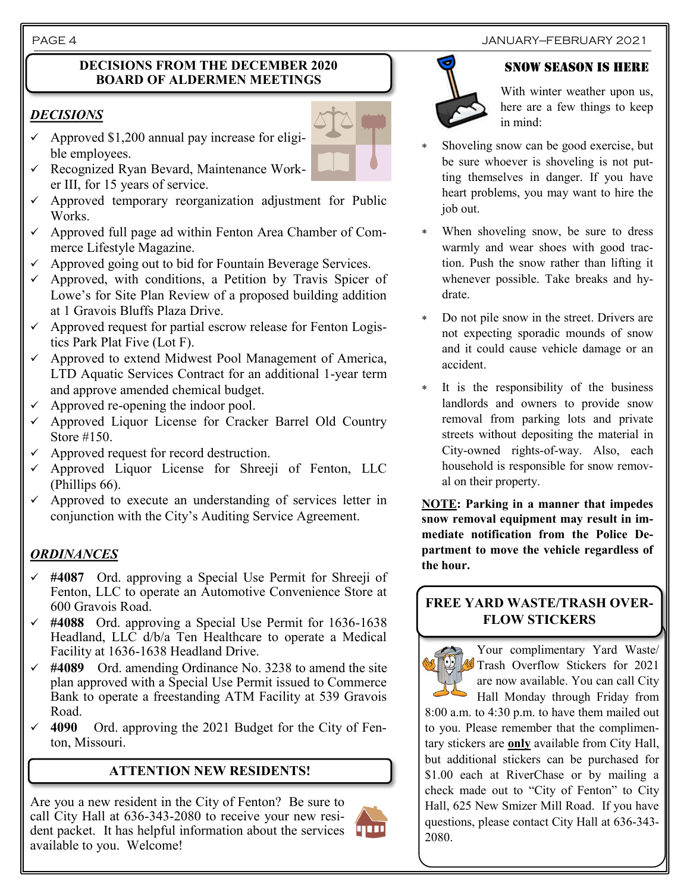## DECISIONS FROM THE DECEMBER 2020 BOARD OF ALDERMEN MEETINGS

### *DECISIONS*

- ✓ Approved $1,200 annual pay increase for eligible employees.
- ✓ Recognized Ryan Bevard, Maintenance Worker III, for 15 years of service.
- ✓ Approved temporary reorganization adjustment for Public Works.
- ✓ Approved full page ad within Fenton Area Chamber of Commerce Lifestyle Magazine.
- ✓ Approved going out to bid for Fountain Beverage Services.
- ✓ Approved, with conditions, a Petition by Travis Spicer of Lowe's for Site Plan Review of a proposed building addition at 1 Gravois Bluffs Plaza Drive.
- ✓ Approved request for partial escrow release for Fenton Logistics Park Plat Five (Lot F).
- ✓ Approved to extend Midwest Pool Management of America, LTD Aquatic Services Contract for an additional 1-year term and approve amended chemical budget.
- ✓ Approved re-opening the indoor pool.
- ✓ Approved Liquor License for Cracker Barrel Old Country Store #150.
- ✓ Approved request for record destruction.
- ✓ Approved Liquor License for Shreeji of Fenton, LLC (Phillips 66).
- ✓ Approved to execute an understanding of services letter in conjunction with the City's Auditing Service Agreement.

### *ORDINANCES*

- ✓ **#4087** Ord. approving a Special Use Permit for Shreeji of Fenton, LLC to operate an Automotive Convenience Store at 600 Gravois Road.
- ✓ **#4088** Ord. approving a Special Use Permit for 1636-1638 Headland, LLC d/b/a Ten Healthcare to operate a Medical Facility at 1636-1638 Headland Drive.
- ✓ **#4089** Ord. amending Ordinance No. 3238 to amend the site plan approved with a Special Use Permit issued to Commerce Bank to operate a freestanding ATM Facility at 539 Gravois Road.
- ✓ **4090** Ord. approving the 2021 Budget for the City of Fenton, Missouri.

## ATTENTION NEW RESIDENTS!

Are you a new resident in the City of Fenton? Be sure to call City Hall at 636-343-2080 to receive your new resident packet. It has helpful information about the services available to you. Welcome!

## SNOW SEASON IS HERE

With winter weather upon us, here are a few things to keep in mind:

* Shoveling snow can be good exercise, but be sure whoever is shoveling is not putting themselves in danger. If you have heart problems, you may want to hire the job out.
* When shoveling snow, be sure to dress warmly and wear shoes with good traction. Push the snow rather than lifting it whenever possible. Take breaks and hydrate.
* Do not pile snow in the street. Drivers are not expecting sporadic mounds of snow and it could cause vehicle damage or an accident.
* It is the responsibility of the business landlords and owners to provide snow removal from parking lots and private streets without depositing the material in City-owned rights-of-way. Also, each household is responsible for snow removal on their property.

**<u>NOTE</u>: Parking in a manner that impedes snow removal equipment may result in immediate notification from the Police Department to move the vehicle regardless of the hour.**

## FREE YARD WASTE/TRASH OVERFLOW STICKERS

Your complimentary Yard Waste/Trash Overflow Stickers for 2021 are now available. You can call City Hall Monday through Friday from 8:00 a.m. to 4:30 p.m. to have them mailed out to you. Please remember that the complimentary stickers are **<u>only</u>** available from City Hall, but additional stickers can be purchased for $1.00 each at RiverChase or by mailing a check made out to "City of Fenton" to City Hall, 625 New Smizer Mill Road. If you have questions, please contact City Hall at 636-343-2080.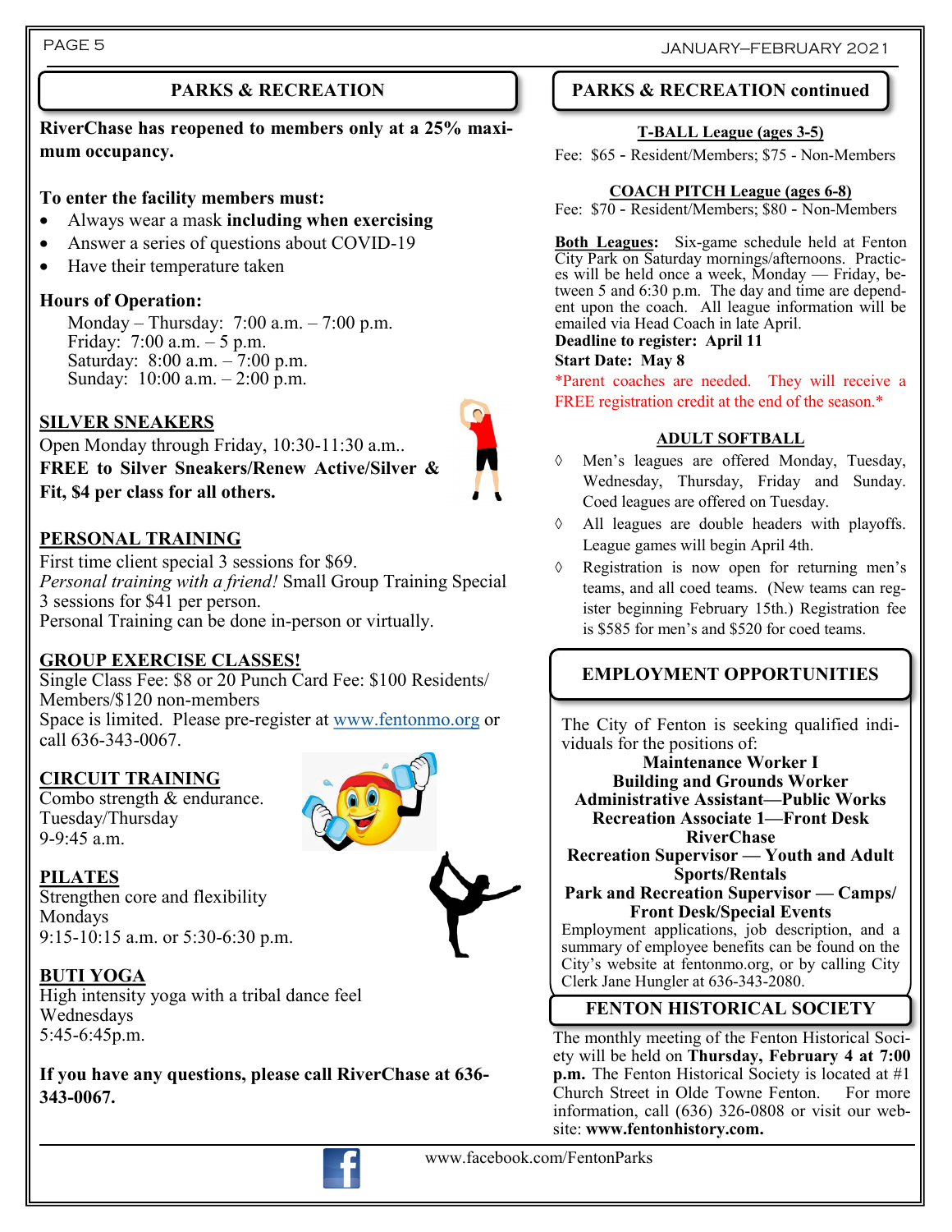## PARKS & RECREATION

**RiverChase has reopened to members only at a 25% maximum occupancy.**

**To enter the facility members must:**

- Always wear a mask **including when exercising**
- Answer a series of questions about COVID-19
- Have their temperature taken

**Hours of Operation:**

Monday – Thursday: 7:00 a.m. – 7:00 p.m.
Friday: 7:00 a.m. – 5 p.m.
Saturday: 8:00 a.m. – 7:00 p.m.
Sunday: 10:00 a.m. – 2:00 p.m.

### SILVER SNEAKERS

Open Monday through Friday, 10:30-11:30 a.m..
**FREE to Silver Sneakers/Renew Active/Silver & Fit, $4 per class for all others.**

### PERSONAL TRAINING

First time client special 3 sessions for $69.
*Personal training with a friend!* Small Group Training Special 3 sessions for $41 per person.
Personal Training can be done in-person or virtually.

### GROUP EXERCISE CLASSES!

Single Class Fee: $8 or 20 Punch Card Fee: $100 Residents/Members/$120 non-members
Space is limited. Please pre-register at www.fentonmo.org or call 636-343-0067.

### CIRCUIT TRAINING

Combo strength & endurance.
Tuesday/Thursday
9-9:45 a.m.

### PILATES

Strengthen core and flexibility
Mondays
9:15-10:15 a.m. or 5:30-6:30 p.m.

### BUTI YOGA

High intensity yoga with a tribal dance feel
Wednesdays
5:45-6:45p.m.

**If you have any questions, please call RiverChase at 636-343-0067.**

## PARKS & RECREATION continued

### T-BALL League (ages 3-5)

Fee: $65 - Resident/Members; $75 - Non-Members

### COACH PITCH League (ages 6-8)

Fee: $70 - Resident/Members; $80 - Non-Members

**Both Leagues:** Six-game schedule held at Fenton City Park on Saturday mornings/afternoons. Practices will be held once a week, Monday — Friday, between 5 and 6:30 p.m. The day and time are dependent upon the coach. All league information will be emailed via Head Coach in late April.
**Deadline to register: April 11**
**Start Date: May 8**
*Parent coaches are needed. They will receive a FREE registration credit at the end of the season.*

### ADULT SOFTBALL

- Men's leagues are offered Monday, Tuesday, Wednesday, Thursday, Friday and Sunday. Coed leagues are offered on Tuesday.
- All leagues are double headers with playoffs. League games will begin April 4th.
- Registration is now open for returning men's teams, and all coed teams. (New teams can register beginning February 15th.) Registration fee is $585 for men's and $520 for coed teams.

## EMPLOYMENT OPPORTUNITIES

The City of Fenton is seeking qualified individuals for the positions of:

**Maintenance Worker I**
**Building and Grounds Worker**
**Administrative Assistant—Public Works**
**Recreation Associate 1—Front Desk RiverChase**
**Recreation Supervisor — Youth and Adult Sports/Rentals**
**Park and Recreation Supervisor — Camps/ Front Desk/Special Events**

Employment applications, job description, and a summary of employee benefits can be found on the City's website at fentonmo.org, or by calling City Clerk Jane Hungler at 636-343-2080.

## FENTON HISTORICAL SOCIETY

The monthly meeting of the Fenton Historical Society will be held on **Thursday, February 4 at 7:00 p.m.** The Fenton Historical Society is located at #1 Church Street in Olde Towne Fenton. For more information, call (636) 326-0808 or visit our website: **www.fentonhistory.com.**

www.facebook.com/FentonParks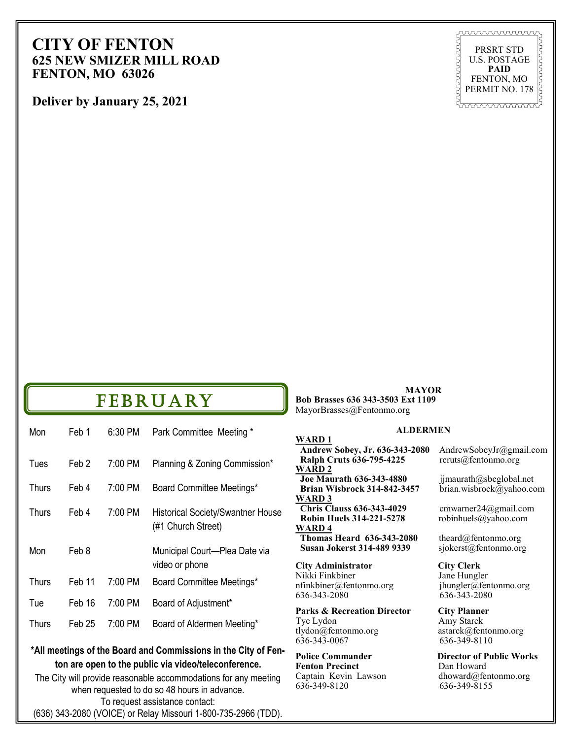# CITY OF FENTON

**625 NEW SMIZER MILL ROAD**
**FENTON, MO 63026**

**Deliver by January 25, 2021**

PRSRT STD
U.S. POSTAGE
**PAID**
FENTON, MO
PERMIT NO. 178

## FEBRUARY

| | | | |
|---|---|---|---|
| Mon | Feb 1 | 6:30 PM | Park Committee Meeting * |
| Tues | Feb 2 | 7:00 PM | Planning & Zoning Commission* |
| Thurs | Feb 4 | 7:00 PM | Board Committee Meetings* |
| Thurs | Feb 4 | 7:00 PM | Historical Society/Swantner House (#1 Church Street) |
| Mon | Feb 8 | | Municipal Court—Plea Date via video or phone |
| Thurs | Feb 11 | 7:00 PM | Board Committee Meetings* |
| Tue | Feb 16 | 7:00 PM | Board of Adjustment* |
| Thurs | Feb 25 | 7:00 PM | Board of Aldermen Meeting* |

**\*All meetings of the Board and Commissions in the City of Fenton are open to the public via video/teleconference.**

The City will provide reasonable accommodations for any meeting when requested to do so 48 hours in advance.
To request assistance contact:
(636) 343-2080 (VOICE) or Relay Missouri 1-800-735-2966 (TDD).

**MAYOR**
**Bob Brasses 636 343-3503 Ext 1109**
MayorBrasses@Fentonmo.org

**ALDERMEN**

**WARD 1**
**Andrew Sobey, Jr. 636-343-2080** AndrewSobeyJr@gmail.com
**Ralph Cruts 636-795-4225** rcruts@fentonmo.org

**WARD 2**
**Joe Maurath 636-343-4880** jjmaurath@sbcglobal.net
**Brian Wisbrock 314-842-3457** brian.wisbrock@yahoo.com

**WARD 3**
**Chris Clauss 636-343-4029** cmwarner24@gmail.com
**Robin Huels 314-221-5278** robinhuels@yahoo.com

**WARD 4**
**Thomas Heard 636-343-2080** theard@fentonmo.org
**Susan Jokerst 314-489 9339** sjokerst@fentonmo.org

**City Administrator**
Nikki Finkbiner
nfinkbiner@fentonmo.org
636-343-2080

**City Clerk**
Jane Hungler
jhungler@fentonmo.org
636-343-2080

**Parks & Recreation Director**
Tye Lydon
tlydon@fentonmo.org
636-343-0067

**City Planner**
Amy Starck
astarck@fentonmo.org
636-349-8110

**Police Commander**
**Fenton Precinct**
Captain Kevin Lawson
636-349-8120

**Director of Public Works**
Dan Howard
dhoward@fentonmo.org
636-349-8155